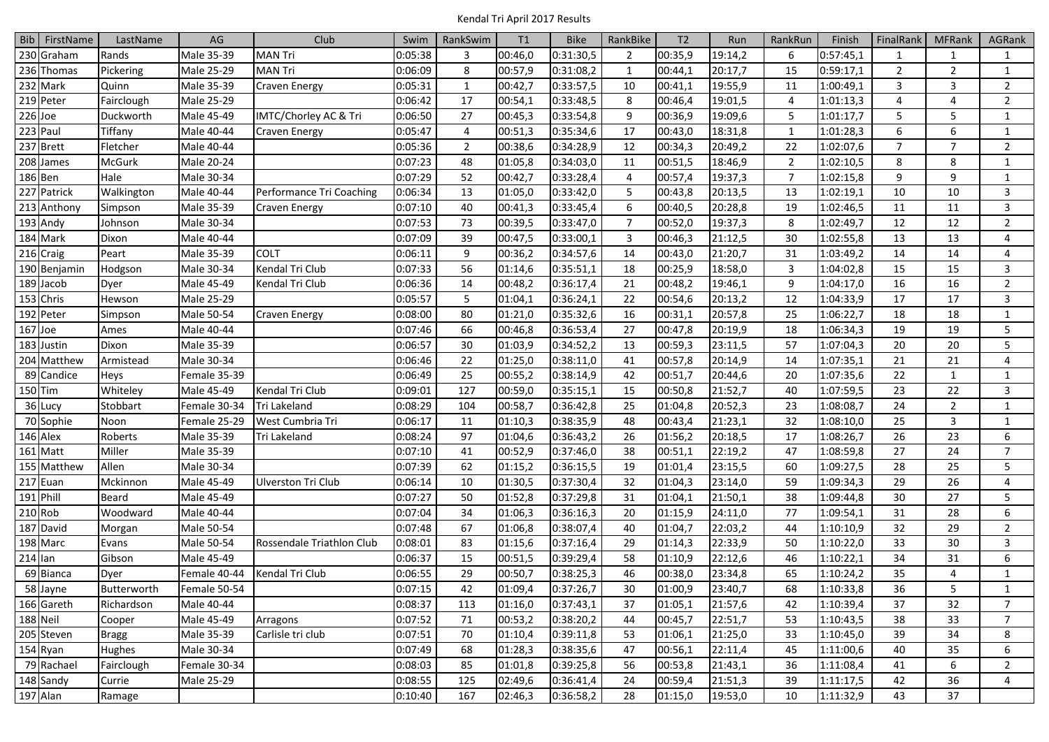# Kendal Tri April 2017 Results

| Bib | FirstName | LastName | AG | Club | Swim | RankSwim | T1 | Bike | RankBike | T2 | Run | RankRun | Finish | FinalRank | MFRank | AGRank |
|---|---|---|---|---|---|---|---|---|---|---|---|---|---|---|---|---|
| 230 | Graham | Rands | Male 35-39 | MAN Tri | 0:05:38 | 3 | 00:46,0 | 0:31:30,5 | 2 | 00:35,9 | 19:14,2 | 6 | 0:57:45,1 | 1 | 1 | 1 |
| 236 | Thomas | Pickering | Male 25-29 | MAN Tri | 0:06:09 | 8 | 00:57,9 | 0:31:08,2 | 1 | 00:44,1 | 20:17,7 | 15 | 0:59:17,1 | 2 | 2 | 1 |
| 232 | Mark | Quinn | Male 35-39 | Craven Energy | 0:05:31 | 1 | 00:42,7 | 0:33:57,5 | 10 | 00:41,1 | 19:55,9 | 11 | 1:00:49,1 | 3 | 3 | 2 |
| 219 | Peter | Fairclough | Male 25-29 | | 0:06:42 | 17 | 00:54,1 | 0:33:48,5 | 8 | 00:46,4 | 19:01,5 | 4 | 1:01:13,3 | 4 | 4 | 2 |
| 226 | Joe | Duckworth | Male 45-49 | IMTC/Chorley AC & Tri | 0:06:50 | 27 | 00:45,3 | 0:33:54,8 | 9 | 00:36,9 | 19:09,6 | 5 | 1:01:17,7 | 5 | 5 | 1 |
| 223 | Paul | Tiffany | Male 40-44 | Craven Energy | 0:05:47 | 4 | 00:51,3 | 0:35:34,6 | 17 | 00:43,0 | 18:31,8 | 1 | 1:01:28,3 | 6 | 6 | 1 |
| 237 | Brett | Fletcher | Male 40-44 | | 0:05:36 | 2 | 00:38,6 | 0:34:28,9 | 12 | 00:34,3 | 20:49,2 | 22 | 1:02:07,6 | 7 | 7 | 2 |
| 208 | James | McGurk | Male 20-24 | | 0:07:23 | 48 | 01:05,8 | 0:34:03,0 | 11 | 00:51,5 | 18:46,9 | 2 | 1:02:10,5 | 8 | 8 | 1 |
| 186 | Ben | Hale | Male 30-34 | | 0:07:29 | 52 | 00:42,7 | 0:33:28,4 | 4 | 00:57,4 | 19:37,3 | 7 | 1:02:15,8 | 9 | 9 | 1 |
| 227 | Patrick | Walkington | Male 40-44 | Performance Tri Coaching | 0:06:34 | 13 | 01:05,0 | 0:33:42,0 | 5 | 00:43,8 | 20:13,5 | 13 | 1:02:19,1 | 10 | 10 | 3 |
| 213 | Anthony | Simpson | Male 35-39 | Craven Energy | 0:07:10 | 40 | 00:41,3 | 0:33:45,4 | 6 | 00:40,5 | 20:28,8 | 19 | 1:02:46,5 | 11 | 11 | 3 |
| 193 | Andy | Johnson | Male 30-34 | | 0:07:53 | 73 | 00:39,5 | 0:33:47,0 | 7 | 00:52,0 | 19:37,3 | 8 | 1:02:49,7 | 12 | 12 | 2 |
| 184 | Mark | Dixon | Male 40-44 | | 0:07:09 | 39 | 00:47,5 | 0:33:00,1 | 3 | 00:46,3 | 21:12,5 | 30 | 1:02:55,8 | 13 | 13 | 4 |
| 216 | Craig | Peart | Male 35-39 | COLT | 0:06:11 | 9 | 00:36,2 | 0:34:57,6 | 14 | 00:43,0 | 21:20,7 | 31 | 1:03:49,2 | 14 | 14 | 4 |
| 190 | Benjamin | Hodgson | Male 30-34 | Kendal Tri Club | 0:07:33 | 56 | 01:14,6 | 0:35:51,1 | 18 | 00:25,9 | 18:58,0 | 3 | 1:04:02,8 | 15 | 15 | 3 |
| 189 | Jacob | Dyer | Male 45-49 | Kendal Tri Club | 0:06:36 | 14 | 00:48,2 | 0:36:17,4 | 21 | 00:48,2 | 19:46,1 | 9 | 1:04:17,0 | 16 | 16 | 2 |
| 153 | Chris | Hewson | Male 25-29 | | 0:05:57 | 5 | 01:04,1 | 0:36:24,1 | 22 | 00:54,6 | 20:13,2 | 12 | 1:04:33,9 | 17 | 17 | 3 |
| 192 | Peter | Simpson | Male 50-54 | Craven Energy | 0:08:00 | 80 | 01:21,0 | 0:35:32,6 | 16 | 00:31,1 | 20:57,8 | 25 | 1:06:22,7 | 18 | 18 | 1 |
| 167 | Joe | Ames | Male 40-44 | | 0:07:46 | 66 | 00:46,8 | 0:36:53,4 | 27 | 00:47,8 | 20:19,9 | 18 | 1:06:34,3 | 19 | 19 | 5 |
| 183 | Justin | Dixon | Male 35-39 | | 0:06:57 | 30 | 01:03,9 | 0:34:52,2 | 13 | 00:59,3 | 23:11,5 | 57 | 1:07:04,3 | 20 | 20 | 5 |
| 204 | Matthew | Armistead | Male 30-34 | | 0:06:46 | 22 | 01:25,0 | 0:38:11,0 | 41 | 00:57,8 | 20:14,9 | 14 | 1:07:35,1 | 21 | 21 | 4 |
| 89 | Candice | Heys | Female 35-39 | | 0:06:49 | 25 | 00:55,2 | 0:38:14,9 | 42 | 00:51,7 | 20:44,6 | 20 | 1:07:35,6 | 22 | 1 | 1 |
| 150 | Tim | Whiteley | Male 45-49 | Kendal Tri Club | 0:09:01 | 127 | 00:59,0 | 0:35:15,1 | 15 | 00:50,8 | 21:52,7 | 40 | 1:07:59,5 | 23 | 22 | 3 |
| 36 | Lucy | Stobbart | Female 30-34 | Tri Lakeland | 0:08:29 | 104 | 00:58,7 | 0:36:42,8 | 25 | 01:04,8 | 20:52,3 | 23 | 1:08:08,7 | 24 | 2 | 1 |
| 70 | Sophie | Noon | Female 25-29 | West Cumbria Tri | 0:06:17 | 11 | 01:10,3 | 0:38:35,9 | 48 | 00:43,4 | 21:23,1 | 32 | 1:08:10,0 | 25 | 3 | 1 |
| 146 | Alex | Roberts | Male 35-39 | Tri Lakeland | 0:08:24 | 97 | 01:04,6 | 0:36:43,2 | 26 | 01:56,2 | 20:18,5 | 17 | 1:08:26,7 | 26 | 23 | 6 |
| 161 | Matt | Miller | Male 35-39 | | 0:07:10 | 41 | 00:52,9 | 0:37:46,0 | 38 | 00:51,1 | 22:19,2 | 47 | 1:08:59,8 | 27 | 24 | 7 |
| 155 | Matthew | Allen | Male 30-34 | | 0:07:39 | 62 | 01:15,2 | 0:36:15,5 | 19 | 01:01,4 | 23:15,5 | 60 | 1:09:27,5 | 28 | 25 | 5 |
| 217 | Euan | Mckinnon | Male 45-49 | Ulverston Tri Club | 0:06:14 | 10 | 01:30,5 | 0:37:30,4 | 32 | 01:04,3 | 23:14,0 | 59 | 1:09:34,3 | 29 | 26 | 4 |
| 191 | Phill | Beard | Male 45-49 | | 0:07:27 | 50 | 01:52,8 | 0:37:29,8 | 31 | 01:04,1 | 21:50,1 | 38 | 1:09:44,8 | 30 | 27 | 5 |
| 210 | Rob | Woodward | Male 40-44 | | 0:07:04 | 34 | 01:06,3 | 0:36:16,3 | 20 | 01:15,9 | 24:11,0 | 77 | 1:09:54,1 | 31 | 28 | 6 |
| 187 | David | Morgan | Male 50-54 | | 0:07:48 | 67 | 01:06,8 | 0:38:07,4 | 40 | 01:04,7 | 22:03,2 | 44 | 1:10:10,9 | 32 | 29 | 2 |
| 198 | Marc | Evans | Male 50-54 | Rossendale Triathlon Club | 0:08:01 | 83 | 01:15,6 | 0:37:16,4 | 29 | 01:14,3 | 22:33,9 | 50 | 1:10:22,0 | 33 | 30 | 3 |
| 214 | Ian | Gibson | Male 45-49 | | 0:06:37 | 15 | 00:51,5 | 0:39:29,4 | 58 | 01:10,9 | 22:12,6 | 46 | 1:10:22,1 | 34 | 31 | 6 |
| 69 | Bianca | Dyer | Female 40-44 | Kendal Tri Club | 0:06:55 | 29 | 00:50,7 | 0:38:25,3 | 46 | 00:38,0 | 23:34,8 | 65 | 1:10:24,2 | 35 | 4 | 1 |
| 58 | Jayne | Butterworth | Female 50-54 | | 0:07:15 | 42 | 01:09,4 | 0:37:26,7 | 30 | 01:00,9 | 23:40,7 | 68 | 1:10:33,8 | 36 | 5 | 1 |
| 166 | Gareth | Richardson | Male 40-44 | | 0:08:37 | 113 | 01:16,0 | 0:37:43,1 | 37 | 01:05,1 | 21:57,6 | 42 | 1:10:39,4 | 37 | 32 | 7 |
| 188 | Neil | Cooper | Male 45-49 | Arragons | 0:07:52 | 71 | 00:53,2 | 0:38:20,2 | 44 | 00:45,7 | 22:51,7 | 53 | 1:10:43,5 | 38 | 33 | 7 |
| 205 | Steven | Bragg | Male 35-39 | Carlisle tri club | 0:07:51 | 70 | 01:10,4 | 0:39:11,8 | 53 | 01:06,1 | 21:25,0 | 33 | 1:10:45,0 | 39 | 34 | 8 |
| 154 | Ryan | Hughes | Male 30-34 | | 0:07:49 | 68 | 01:28,3 | 0:38:35,6 | 47 | 00:56,1 | 22:11,4 | 45 | 1:11:00,6 | 40 | 35 | 6 |
| 79 | Rachael | Fairclough | Female 30-34 | | 0:08:03 | 85 | 01:01,8 | 0:39:25,8 | 56 | 00:53,8 | 21:43,1 | 36 | 1:11:08,4 | 41 | 6 | 2 |
| 148 | Sandy | Currie | Male 25-29 | | 0:08:55 | 125 | 02:49,6 | 0:36:41,4 | 24 | 00:59,4 | 21:51,3 | 39 | 1:11:17,5 | 42 | 36 | 4 |
| 197 | Alan | Ramage | | | 0:10:40 | 167 | 02:46,3 | 0:36:58,2 | 28 | 01:15,0 | 19:53,0 | 10 | 1:11:32,9 | 43 | 37 | |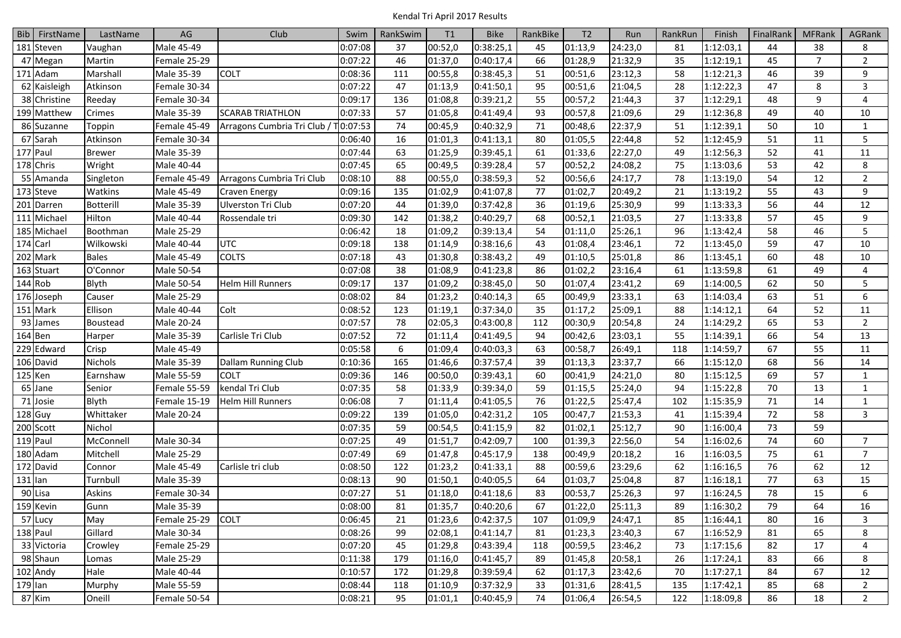Kendal Tri April 2017 Results

| Bib | FirstName | LastName | AG | Club | Swim | RankSwim | T1 | Bike | RankBike | T2 | Run | RankRun | Finish | FinalRank | MFRank | AGRank |
|---|---|---|---|---|---|---|---|---|---|---|---|---|---|---|---|---|
| 181 | Steven | Vaughan | Male 45-49 | | 0:07:08 | 37 | 00:52,0 | 0:38:25,1 | 45 | 01:13,9 | 24:23,0 | 81 | 1:12:03,1 | 44 | 38 | 8 |
| 47 | Megan | Martin | Female 25-29 | | 0:07:22 | 46 | 01:37,0 | 0:40:17,4 | 66 | 01:28,9 | 21:32,9 | 35 | 1:12:19,1 | 45 | 7 | 2 |
| 171 | Adam | Marshall | Male 35-39 | COLT | 0:08:36 | 111 | 00:55,8 | 0:38:45,3 | 51 | 00:51,6 | 23:12,3 | 58 | 1:12:21,3 | 46 | 39 | 9 |
| 62 | Kaisleigh | Atkinson | Female 30-34 | | 0:07:22 | 47 | 01:13,9 | 0:41:50,1 | 95 | 00:51,6 | 21:04,5 | 28 | 1:12:22,3 | 47 | 8 | 3 |
| 38 | Christine | Reeday | Female 30-34 | | 0:09:17 | 136 | 01:08,8 | 0:39:21,2 | 55 | 00:57,2 | 21:44,3 | 37 | 1:12:29,1 | 48 | 9 | 4 |
| 199 | Matthew | Crimes | Male 35-39 | SCARAB TRIATHLON | 0:07:33 | 57 | 01:05,8 | 0:41:49,4 | 93 | 00:57,8 | 21:09,6 | 29 | 1:12:36,8 | 49 | 40 | 10 |
| 86 | Suzanne | Toppin | Female 45-49 | Arragons Cumbria Tri Club / T | 0:07:53 | 74 | 00:45,9 | 0:40:32,9 | 71 | 00:48,6 | 22:37,9 | 51 | 1:12:39,1 | 50 | 10 | 1 |
| 67 | Sarah | Atkinson | Female 30-34 | | 0:06:40 | 16 | 01:01,3 | 0:41:13,1 | 80 | 01:05,5 | 22:44,8 | 52 | 1:12:45,9 | 51 | 11 | 5 |
| 177 | Paul | Brewer | Male 35-39 | | 0:07:44 | 63 | 01:25,9 | 0:39:45,1 | 61 | 01:33,6 | 22:27,0 | 49 | 1:12:56,3 | 52 | 41 | 11 |
| 178 | Chris | Wright | Male 40-44 | | 0:07:45 | 65 | 00:49,5 | 0:39:28,4 | 57 | 00:52,2 | 24:08,2 | 75 | 1:13:03,6 | 53 | 42 | 8 |
| 55 | Amanda | Singleton | Female 45-49 | Arragons Cumbria Tri Club | 0:08:10 | 88 | 00:55,0 | 0:38:59,3 | 52 | 00:56,6 | 24:17,7 | 78 | 1:13:19,0 | 54 | 12 | 2 |
| 173 | Steve | Watkins | Male 45-49 | Craven Energy | 0:09:16 | 135 | 01:02,9 | 0:41:07,8 | 77 | 01:02,7 | 20:49,2 | 21 | 1:13:19,2 | 55 | 43 | 9 |
| 201 | Darren | Botterill | Male 35-39 | Ulverston Tri Club | 0:07:20 | 44 | 01:39,0 | 0:37:42,8 | 36 | 01:19,6 | 25:30,9 | 99 | 1:13:33,3 | 56 | 44 | 12 |
| 111 | Michael | Hilton | Male 40-44 | Rossendale tri | 0:09:30 | 142 | 01:38,2 | 0:40:29,7 | 68 | 00:52,1 | 21:03,5 | 27 | 1:13:33,8 | 57 | 45 | 9 |
| 185 | Michael | Boothman | Male 25-29 | | 0:06:42 | 18 | 01:09,2 | 0:39:13,4 | 54 | 01:11,0 | 25:26,1 | 96 | 1:13:42,4 | 58 | 46 | 5 |
| 174 | Carl | Wilkowski | Male 40-44 | UTC | 0:09:18 | 138 | 01:14,9 | 0:38:16,6 | 43 | 01:08,4 | 23:46,1 | 72 | 1:13:45,0 | 59 | 47 | 10 |
| 202 | Mark | Bales | Male 45-49 | COLTS | 0:07:18 | 43 | 01:30,8 | 0:38:43,2 | 49 | 01:10,5 | 25:01,8 | 86 | 1:13:45,1 | 60 | 48 | 10 |
| 163 | Stuart | O'Connor | Male 50-54 | | 0:07:08 | 38 | 01:08,9 | 0:41:23,8 | 86 | 01:02,2 | 23:16,4 | 61 | 1:13:59,8 | 61 | 49 | 4 |
| 144 | Rob | Blyth | Male 50-54 | Helm Hill Runners | 0:09:17 | 137 | 01:09,2 | 0:38:45,0 | 50 | 01:07,4 | 23:41,2 | 69 | 1:14:00,5 | 62 | 50 | 5 |
| 176 | Joseph | Causer | Male 25-29 | | 0:08:02 | 84 | 01:23,2 | 0:40:14,3 | 65 | 00:49,9 | 23:33,1 | 63 | 1:14:03,4 | 63 | 51 | 6 |
| 151 | Mark | Ellison | Male 40-44 | Colt | 0:08:52 | 123 | 01:19,1 | 0:37:34,0 | 35 | 01:17,2 | 25:09,1 | 88 | 1:14:12,1 | 64 | 52 | 11 |
| 93 | James | Boustead | Male 20-24 | | 0:07:57 | 78 | 02:05,3 | 0:43:00,8 | 112 | 00:30,9 | 20:54,8 | 24 | 1:14:29,2 | 65 | 53 | 2 |
| 164 | Ben | Harper | Male 35-39 | Carlisle Tri Club | 0:07:52 | 72 | 01:11,4 | 0:41:49,5 | 94 | 00:42,6 | 23:03,1 | 55 | 1:14:39,1 | 66 | 54 | 13 |
| 229 | Edward | Crisp | Male 45-49 | | 0:05:58 | 6 | 01:09,4 | 0:40:03,3 | 63 | 00:58,7 | 26:49,1 | 118 | 1:14:59,7 | 67 | 55 | 11 |
| 106 | David | Nichols | Male 35-39 | Dallam Running Club | 0:10:36 | 165 | 01:46,6 | 0:37:57,4 | 39 | 01:13,3 | 23:37,7 | 66 | 1:15:12,0 | 68 | 56 | 14 |
| 125 | Ken | Earnshaw | Male 55-59 | COLT | 0:09:36 | 146 | 00:50,0 | 0:39:43,1 | 60 | 00:41,9 | 24:21,0 | 80 | 1:15:12,5 | 69 | 57 | 1 |
| 65 | Jane | Senior | Female 55-59 | kendal Tri Club | 0:07:35 | 58 | 01:33,9 | 0:39:34,0 | 59 | 01:15,5 | 25:24,0 | 94 | 1:15:22,8 | 70 | 13 | 1 |
| 71 | Josie | Blyth | Female 15-19 | Helm Hill Runners | 0:06:08 | 7 | 01:11,4 | 0:41:05,5 | 76 | 01:22,5 | 25:47,4 | 102 | 1:15:35,9 | 71 | 14 | 1 |
| 128 | Guy | Whittaker | Male 20-24 | | 0:09:22 | 139 | 01:05,0 | 0:42:31,2 | 105 | 00:47,7 | 21:53,3 | 41 | 1:15:39,4 | 72 | 58 | 3 |
| 200 | Scott | Nichol | | | 0:07:35 | 59 | 00:54,5 | 0:41:15,9 | 82 | 01:02,1 | 25:12,7 | 90 | 1:16:00,4 | 73 | 59 | |
| 119 | Paul | McConnell | Male 30-34 | | 0:07:25 | 49 | 01:51,7 | 0:42:09,7 | 100 | 01:39,3 | 22:56,0 | 54 | 1:16:02,6 | 74 | 60 | 7 |
| 180 | Adam | Mitchell | Male 25-29 | | 0:07:49 | 69 | 01:47,8 | 0:45:17,9 | 138 | 00:49,9 | 20:18,2 | 16 | 1:16:03,5 | 75 | 61 | 7 |
| 172 | David | Connor | Male 45-49 | Carlisle tri club | 0:08:50 | 122 | 01:23,2 | 0:41:33,1 | 88 | 00:59,6 | 23:29,6 | 62 | 1:16:16,5 | 76 | 62 | 12 |
| 131 | Ian | Turnbull | Male 35-39 | | 0:08:13 | 90 | 01:50,1 | 0:40:05,5 | 64 | 01:03,7 | 25:04,8 | 87 | 1:16:18,1 | 77 | 63 | 15 |
| 90 | Lisa | Askins | Female 30-34 | | 0:07:27 | 51 | 01:18,0 | 0:41:18,6 | 83 | 00:53,7 | 25:26,3 | 97 | 1:16:24,5 | 78 | 15 | 6 |
| 159 | Kevin | Gunn | Male 35-39 | | 0:08:00 | 81 | 01:35,7 | 0:40:20,6 | 67 | 01:22,0 | 25:11,3 | 89 | 1:16:30,2 | 79 | 64 | 16 |
| 57 | Lucy | May | Female 25-29 | COLT | 0:06:45 | 21 | 01:23,6 | 0:42:37,5 | 107 | 01:09,9 | 24:47,1 | 85 | 1:16:44,1 | 80 | 16 | 3 |
| 138 | Paul | Gillard | Male 30-34 | | 0:08:26 | 99 | 02:08,1 | 0:41:14,7 | 81 | 01:23,3 | 23:40,3 | 67 | 1:16:52,9 | 81 | 65 | 8 |
| 33 | Victoria | Crowley | Female 25-29 | | 0:07:20 | 45 | 01:29,8 | 0:43:39,4 | 118 | 00:59,5 | 23:46,2 | 73 | 1:17:15,6 | 82 | 17 | 4 |
| 98 | Shaun | Lomas | Male 25-29 | | 0:11:38 | 179 | 01:16,0 | 0:41:45,7 | 89 | 01:45,8 | 20:58,1 | 26 | 1:17:24,1 | 83 | 66 | 8 |
| 102 | Andy | Hale | Male 40-44 | | 0:10:57 | 172 | 01:29,8 | 0:39:59,4 | 62 | 01:17,3 | 23:42,6 | 70 | 1:17:27,1 | 84 | 67 | 12 |
| 179 | Ian | Murphy | Male 55-59 | | 0:08:44 | 118 | 01:10,9 | 0:37:32,9 | 33 | 01:31,6 | 28:41,5 | 135 | 1:17:42,1 | 85 | 68 | 2 |
| 87 | Kim | Oneill | Female 50-54 | | 0:08:21 | 95 | 01:01,1 | 0:40:45,9 | 74 | 01:06,4 | 26:54,5 | 122 | 1:18:09,8 | 86 | 18 | 2 |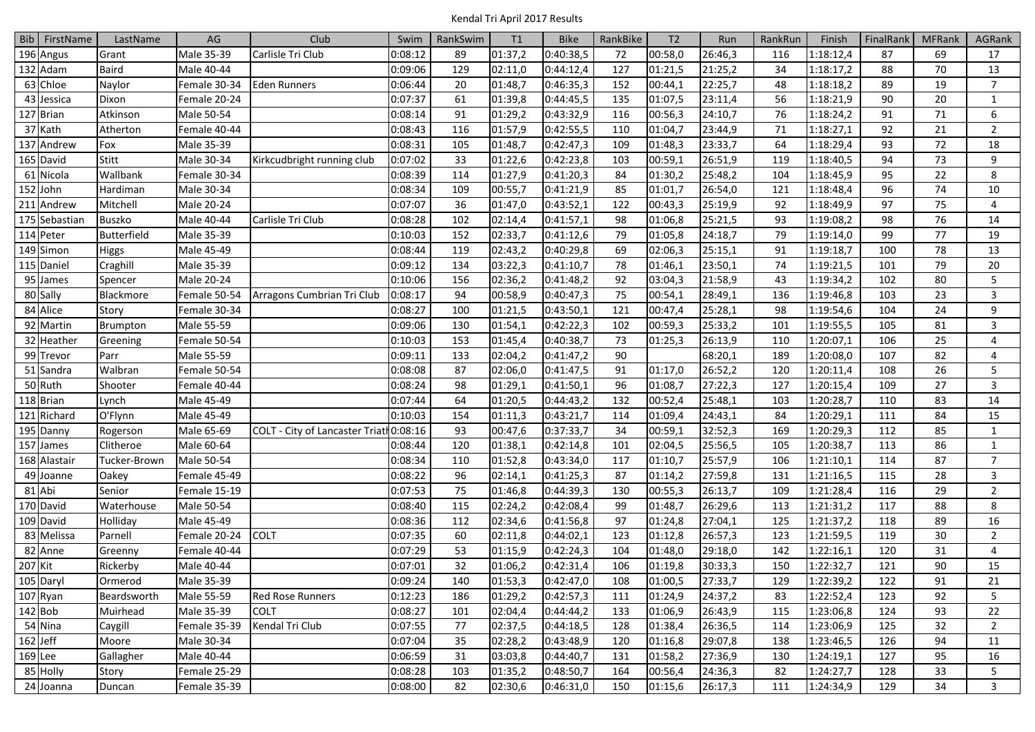Kendal Tri April 2017 Results

| Bib | FirstName | LastName | AG | Club | Swim | RankSwim | T1 | Bike | RankBike | T2 | Run | RankRun | Finish | FinalRank | MFRank | AGRank |
|---|---|---|---|---|---|---|---|---|---|---|---|---|---|---|---|---|
| 196 | Angus | Grant | Male 35-39 | Carlisle Tri Club | 0:08:12 | 89 | 01:37,2 | 0:40:38,5 | 72 | 00:58,0 | 26:46,3 | 116 | 1:18:12,4 | 87 | 69 | 17 |
| 132 | Adam | Baird | Male 40-44 | | 0:09:06 | 129 | 02:11,0 | 0:44:12,4 | 127 | 01:21,5 | 21:25,2 | 34 | 1:18:17,2 | 88 | 70 | 13 |
| 63 | Chloe | Naylor | Female 30-34 | Eden Runners | 0:06:44 | 20 | 01:48,7 | 0:46:35,3 | 152 | 00:44,1 | 22:25,7 | 48 | 1:18:18,2 | 89 | 19 | 7 |
| 43 | Jessica | Dixon | Female 20-24 | | 0:07:37 | 61 | 01:39,8 | 0:44:45,5 | 135 | 01:07,5 | 23:11,4 | 56 | 1:18:21,9 | 90 | 20 | 1 |
| 127 | Brian | Atkinson | Male 50-54 | | 0:08:14 | 91 | 01:29,2 | 0:43:32,9 | 116 | 00:56,3 | 24:10,7 | 76 | 1:18:24,2 | 91 | 71 | 6 |
| 37 | Kath | Atherton | Female 40-44 | | 0:08:43 | 116 | 01:57,9 | 0:42:55,5 | 110 | 01:04,7 | 23:44,9 | 71 | 1:18:27,1 | 92 | 21 | 2 |
| 137 | Andrew | Fox | Male 35-39 | | 0:08:31 | 105 | 01:48,7 | 0:42:47,3 | 109 | 01:48,3 | 23:33,7 | 64 | 1:18:29,4 | 93 | 72 | 18 |
| 165 | David | Stitt | Male 30-34 | Kirkcudbright running club | 0:07:02 | 33 | 01:22,6 | 0:42:23,8 | 103 | 00:59,1 | 26:51,9 | 119 | 1:18:40,5 | 94 | 73 | 9 |
| 61 | Nicola | Wallbank | Female 30-34 | | 0:08:39 | 114 | 01:27,9 | 0:41:20,3 | 84 | 01:30,2 | 25:48,2 | 104 | 1:18:45,9 | 95 | 22 | 8 |
| 152 | John | Hardiman | Male 30-34 | | 0:08:34 | 109 | 00:55,7 | 0:41:21,9 | 85 | 01:01,7 | 26:54,0 | 121 | 1:18:48,4 | 96 | 74 | 10 |
| 211 | Andrew | Mitchell | Male 20-24 | | 0:07:07 | 36 | 01:47,0 | 0:43:52,1 | 122 | 00:43,3 | 25:19,9 | 92 | 1:18:49,9 | 97 | 75 | 4 |
| 175 | Sebastian | Buszko | Male 40-44 | Carlisle Tri Club | 0:08:28 | 102 | 02:14,4 | 0:41:57,1 | 98 | 01:06,8 | 25:21,5 | 93 | 1:19:08,2 | 98 | 76 | 14 |
| 114 | Peter | Butterfield | Male 35-39 | | 0:10:03 | 152 | 02:33,7 | 0:41:12,6 | 79 | 01:05,8 | 24:18,7 | 79 | 1:19:14,0 | 99 | 77 | 19 |
| 149 | Simon | Higgs | Male 45-49 | | 0:08:44 | 119 | 02:43,2 | 0:40:29,8 | 69 | 02:06,3 | 25:15,1 | 91 | 1:19:18,7 | 100 | 78 | 13 |
| 115 | Daniel | Craghill | Male 35-39 | | 0:09:12 | 134 | 03:22,3 | 0:41:10,7 | 78 | 01:46,1 | 23:50,1 | 74 | 1:19:21,5 | 101 | 79 | 20 |
| 95 | James | Spencer | Male 20-24 | | 0:10:06 | 156 | 02:36,2 | 0:41:48,2 | 92 | 03:04,3 | 21:58,9 | 43 | 1:19:34,2 | 102 | 80 | 5 |
| 80 | Sally | Blackmore | Female 50-54 | Arragons Cumbrian Tri Club | 0:08:17 | 94 | 00:58,9 | 0:40:47,3 | 75 | 00:54,1 | 28:49,1 | 136 | 1:19:46,8 | 103 | 23 | 3 |
| 84 | Alice | Story | Female 30-34 | | 0:08:27 | 100 | 01:21,5 | 0:43:50,1 | 121 | 00:47,4 | 25:28,1 | 98 | 1:19:54,6 | 104 | 24 | 9 |
| 92 | Martin | Brumpton | Male 55-59 | | 0:09:06 | 130 | 01:54,1 | 0:42:22,3 | 102 | 00:59,3 | 25:33,2 | 101 | 1:19:55,5 | 105 | 81 | 3 |
| 32 | Heather | Greening | Female 50-54 | | 0:10:03 | 153 | 01:45,4 | 0:40:38,7 | 73 | 01:25,3 | 26:13,9 | 110 | 1:20:07,1 | 106 | 25 | 4 |
| 99 | Trevor | Parr | Male 55-59 | | 0:09:11 | 133 | 02:04,2 | 0:41:47,2 | 90 | | 68:20,1 | 189 | 1:20:08,0 | 107 | 82 | 4 |
| 51 | Sandra | Walbran | Female 50-54 | | 0:08:08 | 87 | 02:06,0 | 0:41:47,5 | 91 | 01:17,0 | 26:52,2 | 120 | 1:20:11,4 | 108 | 26 | 5 |
| 50 | Ruth | Shooter | Female 40-44 | | 0:08:24 | 98 | 01:29,1 | 0:41:50,1 | 96 | 01:08,7 | 27:22,3 | 127 | 1:20:15,4 | 109 | 27 | 3 |
| 118 | Brian | Lynch | Male 45-49 | | 0:07:44 | 64 | 01:20,5 | 0:44:43,2 | 132 | 00:52,4 | 25:48,1 | 103 | 1:20:28,7 | 110 | 83 | 14 |
| 121 | Richard | O'Flynn | Male 45-49 | | 0:10:03 | 154 | 01:11,3 | 0:43:21,7 | 114 | 01:09,4 | 24:43,1 | 84 | 1:20:29,1 | 111 | 84 | 15 |
| 195 | Danny | Rogerson | Male 65-69 | COLT - City of Lancaster Triatl | 0:08:16 | 93 | 00:47,6 | 0:37:33,7 | 34 | 00:59,1 | 32:52,3 | 169 | 1:20:29,3 | 112 | 85 | 1 |
| 157 | James | Clitheroe | Male 60-64 | | 0:08:44 | 120 | 01:38,1 | 0:42:14,8 | 101 | 02:04,5 | 25:56,5 | 105 | 1:20:38,7 | 113 | 86 | 1 |
| 168 | Alastair | Tucker-Brown | Male 50-54 | | 0:08:34 | 110 | 01:52,8 | 0:43:34,0 | 117 | 01:10,7 | 25:57,9 | 106 | 1:21:10,1 | 114 | 87 | 7 |
| 49 | Joanne | Oakey | Female 45-49 | | 0:08:22 | 96 | 02:14,1 | 0:41:25,3 | 87 | 01:14,2 | 27:59,8 | 131 | 1:21:16,5 | 115 | 28 | 3 |
| 81 | Abi | Senior | Female 15-19 | | 0:07:53 | 75 | 01:46,8 | 0:44:39,3 | 130 | 00:55,3 | 26:13,7 | 109 | 1:21:28,4 | 116 | 29 | 2 |
| 170 | David | Waterhouse | Male 50-54 | | 0:08:40 | 115 | 02:24,2 | 0:42:08,4 | 99 | 01:48,7 | 26:29,6 | 113 | 1:21:31,2 | 117 | 88 | 8 |
| 109 | David | Holliday | Male 45-49 | | 0:08:36 | 112 | 02:34,6 | 0:41:56,8 | 97 | 01:24,8 | 27:04,1 | 125 | 1:21:37,2 | 118 | 89 | 16 |
| 83 | Melissa | Parnell | Female 20-24 | COLT | 0:07:35 | 60 | 02:11,8 | 0:44:02,1 | 123 | 01:12,8 | 26:57,3 | 123 | 1:21:59,5 | 119 | 30 | 2 |
| 82 | Anne | Greenny | Female 40-44 | | 0:07:29 | 53 | 01:15,9 | 0:42:24,3 | 104 | 01:48,0 | 29:18,0 | 142 | 1:22:16,1 | 120 | 31 | 4 |
| 207 | Kit | Rickerby | Male 40-44 | | 0:07:01 | 32 | 01:06,2 | 0:42:31,4 | 106 | 01:19,8 | 30:33,3 | 150 | 1:22:32,7 | 121 | 90 | 15 |
| 105 | Daryl | Ormerod | Male 35-39 | | 0:09:24 | 140 | 01:53,3 | 0:42:47,0 | 108 | 01:00,5 | 27:33,7 | 129 | 1:22:39,2 | 122 | 91 | 21 |
| 107 | Ryan | Beardsworth | Male 55-59 | Red Rose Runners | 0:12:23 | 186 | 01:29,2 | 0:42:57,3 | 111 | 01:24,9 | 24:37,2 | 83 | 1:22:52,4 | 123 | 92 | 5 |
| 142 | Bob | Muirhead | Male 35-39 | COLT | 0:08:27 | 101 | 02:04,4 | 0:44:44,2 | 133 | 01:06,9 | 26:43,9 | 115 | 1:23:06,8 | 124 | 93 | 22 |
| 54 | Nina | Caygill | Female 35-39 | Kendal Tri Club | 0:07:55 | 77 | 02:37,5 | 0:44:18,5 | 128 | 01:38,4 | 26:36,5 | 114 | 1:23:06,9 | 125 | 32 | 2 |
| 162 | Jeff | Moore | Male 30-34 | | 0:07:04 | 35 | 02:28,2 | 0:43:48,9 | 120 | 01:16,8 | 29:07,8 | 138 | 1:23:46,5 | 126 | 94 | 11 |
| 169 | Lee | Gallagher | Male 40-44 | | 0:06:59 | 31 | 03:03,8 | 0:44:40,7 | 131 | 01:58,2 | 27:36,9 | 130 | 1:24:19,1 | 127 | 95 | 16 |
| 85 | Holly | Story | Female 25-29 | | 0:08:28 | 103 | 01:35,2 | 0:48:50,7 | 164 | 00:56,4 | 24:36,3 | 82 | 1:24:27,7 | 128 | 33 | 5 |
| 24 | Joanna | Duncan | Female 35-39 | | 0:08:00 | 82 | 02:30,6 | 0:46:31,0 | 150 | 01:15,6 | 26:17,3 | 111 | 1:24:34,9 | 129 | 34 | 3 |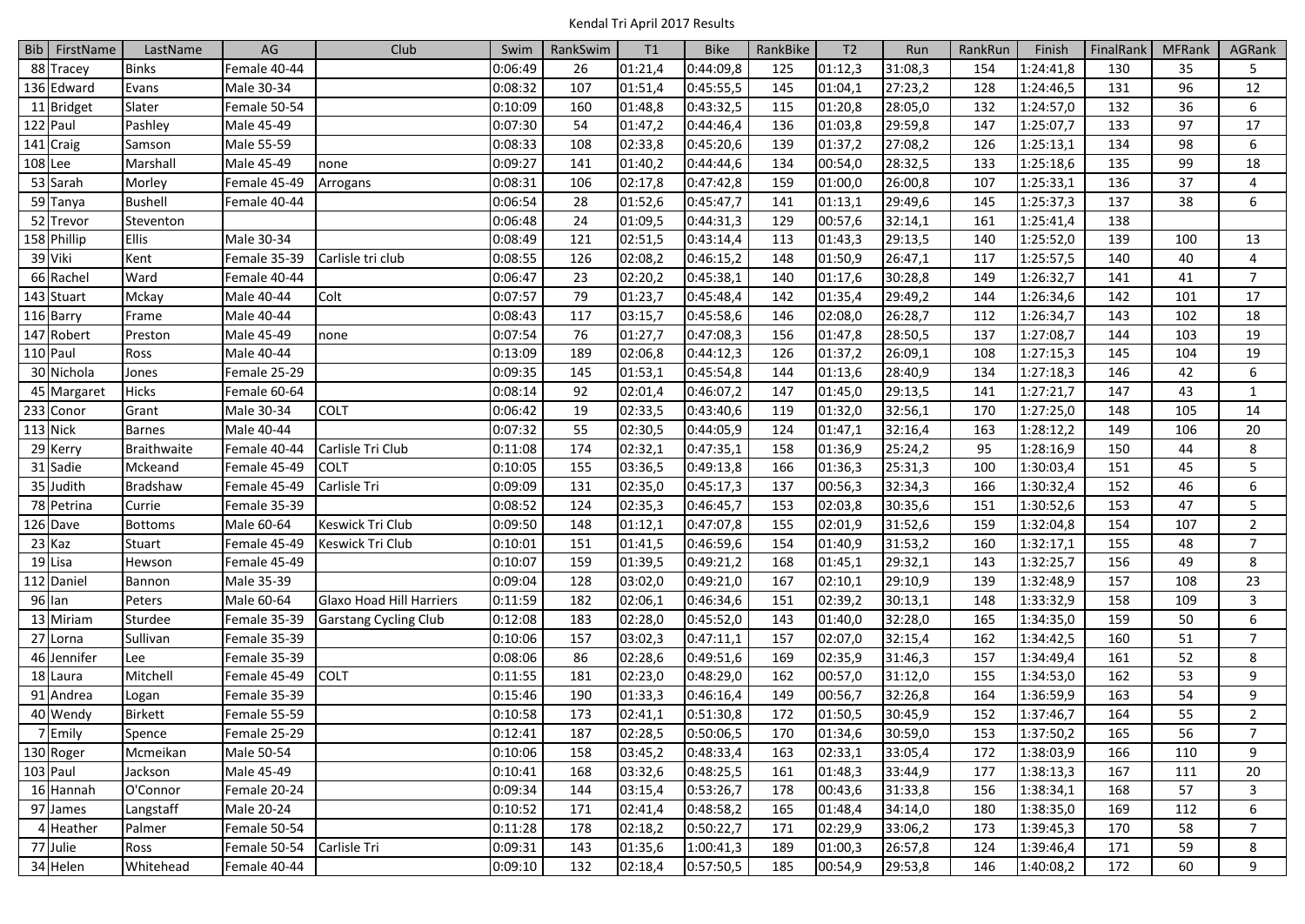Kendal Tri April 2017 Results

| Bib | FirstName | LastName | AG | Club | Swim | RankSwim | T1 | Bike | RankBike | T2 | Run | RankRun | Finish | FinalRank | MFRank | AGRank |
|---|---|---|---|---|---|---|---|---|---|---|---|---|---|---|---|---|
| 88 | Tracey | Binks | Female 40-44 | | 0:06:49 | 26 | 01:21,4 | 0:44:09,8 | 125 | 01:12,3 | 31:08,3 | 154 | 1:24:41,8 | 130 | 35 | 5 |
| 136 | Edward | Evans | Male 30-34 | | 0:08:32 | 107 | 01:51,4 | 0:45:55,5 | 145 | 01:04,1 | 27:23,2 | 128 | 1:24:46,5 | 131 | 96 | 12 |
| 11 | Bridget | Slater | Female 50-54 | | 0:10:09 | 160 | 01:48,8 | 0:43:32,5 | 115 | 01:20,8 | 28:05,0 | 132 | 1:24:57,0 | 132 | 36 | 6 |
| 122 | Paul | Pashley | Male 45-49 | | 0:07:30 | 54 | 01:47,2 | 0:44:46,4 | 136 | 01:03,8 | 29:59,8 | 147 | 1:25:07,7 | 133 | 97 | 17 |
| 141 | Craig | Samson | Male 55-59 | | 0:08:33 | 108 | 02:33,8 | 0:45:20,6 | 139 | 01:37,2 | 27:08,2 | 126 | 1:25:13,1 | 134 | 98 | 6 |
| 108 | Lee | Marshall | Male 45-49 | none | 0:09:27 | 141 | 01:40,2 | 0:44:44,6 | 134 | 00:54,0 | 28:32,5 | 133 | 1:25:18,6 | 135 | 99 | 18 |
| 53 | Sarah | Morley | Female 45-49 | Arrogans | 0:08:31 | 106 | 02:17,8 | 0:47:42,8 | 159 | 01:00,0 | 26:00,8 | 107 | 1:25:33,1 | 136 | 37 | 4 |
| 59 | Tanya | Bushell | Female 40-44 | | 0:06:54 | 28 | 01:52,6 | 0:45:47,7 | 141 | 01:13,1 | 29:49,6 | 145 | 1:25:37,3 | 137 | 38 | 6 |
| 52 | Trevor | Steventon | | | 0:06:48 | 24 | 01:09,5 | 0:44:31,3 | 129 | 00:57,6 | 32:14,1 | 161 | 1:25:41,4 | 138 | | |
| 158 | Phillip | Ellis | Male 30-34 | | 0:08:49 | 121 | 02:51,5 | 0:43:14,4 | 113 | 01:43,3 | 29:13,5 | 140 | 1:25:52,0 | 139 | 100 | 13 |
| 39 | Viki | Kent | Female 35-39 | Carlisle tri club | 0:08:55 | 126 | 02:08,2 | 0:46:15,2 | 148 | 01:50,9 | 26:47,1 | 117 | 1:25:57,5 | 140 | 40 | 4 |
| 66 | Rachel | Ward | Female 40-44 | | 0:06:47 | 23 | 02:20,2 | 0:45:38,1 | 140 | 01:17,6 | 30:28,8 | 149 | 1:26:32,7 | 141 | 41 | 7 |
| 143 | Stuart | Mckay | Male 40-44 | Colt | 0:07:57 | 79 | 01:23,7 | 0:45:48,4 | 142 | 01:35,4 | 29:49,2 | 144 | 1:26:34,6 | 142 | 101 | 17 |
| 116 | Barry | Frame | Male 40-44 | | 0:08:43 | 117 | 03:15,7 | 0:45:58,6 | 146 | 02:08,0 | 26:28,7 | 112 | 1:26:34,7 | 143 | 102 | 18 |
| 147 | Robert | Preston | Male 45-49 | none | 0:07:54 | 76 | 01:27,7 | 0:47:08,3 | 156 | 01:47,8 | 28:50,5 | 137 | 1:27:08,7 | 144 | 103 | 19 |
| 110 | Paul | Ross | Male 40-44 | | 0:13:09 | 189 | 02:06,8 | 0:44:12,3 | 126 | 01:37,2 | 26:09,1 | 108 | 1:27:15,3 | 145 | 104 | 19 |
| 30 | Nichola | Jones | Female 25-29 | | 0:09:35 | 145 | 01:53,1 | 0:45:54,8 | 144 | 01:13,6 | 28:40,9 | 134 | 1:27:18,3 | 146 | 42 | 6 |
| 45 | Margaret | Hicks | Female 60-64 | | 0:08:14 | 92 | 02:01,4 | 0:46:07,2 | 147 | 01:45,0 | 29:13,5 | 141 | 1:27:21,7 | 147 | 43 | 1 |
| 233 | Conor | Grant | Male 30-34 | COLT | 0:06:42 | 19 | 02:33,5 | 0:43:40,6 | 119 | 01:32,0 | 32:56,1 | 170 | 1:27:25,0 | 148 | 105 | 14 |
| 113 | Nick | Barnes | Male 40-44 | | 0:07:32 | 55 | 02:30,5 | 0:44:05,9 | 124 | 01:47,1 | 32:16,4 | 163 | 1:28:12,2 | 149 | 106 | 20 |
| 29 | Kerry | Braithwaite | Female 40-44 | Carlisle Tri Club | 0:11:08 | 174 | 02:32,1 | 0:47:35,1 | 158 | 01:36,9 | 25:24,2 | 95 | 1:28:16,9 | 150 | 44 | 8 |
| 31 | Sadie | Mckeand | Female 45-49 | COLT | 0:10:05 | 155 | 03:36,5 | 0:49:13,8 | 166 | 01:36,3 | 25:31,3 | 100 | 1:30:03,4 | 151 | 45 | 5 |
| 35 | Judith | Bradshaw | Female 45-49 | Carlisle Tri | 0:09:09 | 131 | 02:35,0 | 0:45:17,3 | 137 | 00:56,3 | 32:34,3 | 166 | 1:30:32,4 | 152 | 46 | 6 |
| 78 | Petrina | Currie | Female 35-39 | | 0:08:52 | 124 | 02:35,3 | 0:46:45,7 | 153 | 02:03,8 | 30:35,6 | 151 | 1:30:52,6 | 153 | 47 | 5 |
| 126 | Dave | Bottoms | Male 60-64 | Keswick Tri Club | 0:09:50 | 148 | 01:12,1 | 0:47:07,8 | 155 | 02:01,9 | 31:52,6 | 159 | 1:32:04,8 | 154 | 107 | 2 |
| 23 | Kaz | Stuart | Female 45-49 | Keswick Tri Club | 0:10:01 | 151 | 01:41,5 | 0:46:59,6 | 154 | 01:40,9 | 31:53,2 | 160 | 1:32:17,1 | 155 | 48 | 7 |
| 19 | Lisa | Hewson | Female 45-49 | | 0:10:07 | 159 | 01:39,5 | 0:49:21,2 | 168 | 01:45,1 | 29:32,1 | 143 | 1:32:25,7 | 156 | 49 | 8 |
| 112 | Daniel | Bannon | Male 35-39 | | 0:09:04 | 128 | 03:02,0 | 0:49:21,0 | 167 | 02:10,1 | 29:10,9 | 139 | 1:32:48,9 | 157 | 108 | 23 |
| 96 | Ian | Peters | Male 60-64 | Glaxo Hoad Hill Harriers | 0:11:59 | 182 | 02:06,1 | 0:46:34,6 | 151 | 02:39,2 | 30:13,1 | 148 | 1:33:32,9 | 158 | 109 | 3 |
| 13 | Miriam | Sturdee | Female 35-39 | Garstang Cycling Club | 0:12:08 | 183 | 02:28,0 | 0:45:52,0 | 143 | 01:40,0 | 32:28,0 | 165 | 1:34:35,0 | 159 | 50 | 6 |
| 27 | Lorna | Sullivan | Female 35-39 | | 0:10:06 | 157 | 03:02,3 | 0:47:11,1 | 157 | 02:07,0 | 32:15,4 | 162 | 1:34:42,5 | 160 | 51 | 7 |
| 46 | Jennifer | Lee | Female 35-39 | | 0:08:06 | 86 | 02:28,6 | 0:49:51,6 | 169 | 02:35,9 | 31:46,3 | 157 | 1:34:49,4 | 161 | 52 | 8 |
| 18 | Laura | Mitchell | Female 45-49 | COLT | 0:11:55 | 181 | 02:23,0 | 0:48:29,0 | 162 | 00:57,0 | 31:12,0 | 155 | 1:34:53,0 | 162 | 53 | 9 |
| 91 | Andrea | Logan | Female 35-39 | | 0:15:46 | 190 | 01:33,3 | 0:46:16,4 | 149 | 00:56,7 | 32:26,8 | 164 | 1:36:59,9 | 163 | 54 | 9 |
| 40 | Wendy | Birkett | Female 55-59 | | 0:10:58 | 173 | 02:41,1 | 0:51:30,8 | 172 | 01:50,5 | 30:45,9 | 152 | 1:37:46,7 | 164 | 55 | 2 |
| 7 | Emily | Spence | Female 25-29 | | 0:12:41 | 187 | 02:28,5 | 0:50:06,5 | 170 | 01:34,6 | 30:59,0 | 153 | 1:37:50,2 | 165 | 56 | 7 |
| 130 | Roger | Mcmeikan | Male 50-54 | | 0:10:06 | 158 | 03:45,2 | 0:48:33,4 | 163 | 02:33,1 | 33:05,4 | 172 | 1:38:03,9 | 166 | 110 | 9 |
| 103 | Paul | Jackson | Male 45-49 | | 0:10:41 | 168 | 03:32,6 | 0:48:25,5 | 161 | 01:48,3 | 33:44,9 | 177 | 1:38:13,3 | 167 | 111 | 20 |
| 16 | Hannah | O'Connor | Female 20-24 | | 0:09:34 | 144 | 03:15,4 | 0:53:26,7 | 178 | 00:43,6 | 31:33,8 | 156 | 1:38:34,1 | 168 | 57 | 3 |
| 97 | James | Langstaff | Male 20-24 | | 0:10:52 | 171 | 02:41,4 | 0:48:58,2 | 165 | 01:48,4 | 34:14,0 | 180 | 1:38:35,0 | 169 | 112 | 6 |
| 4 | Heather | Palmer | Female 50-54 | | 0:11:28 | 178 | 02:18,2 | 0:50:22,7 | 171 | 02:29,9 | 33:06,2 | 173 | 1:39:45,3 | 170 | 58 | 7 |
| 77 | Julie | Ross | Female 50-54 | Carlisle Tri | 0:09:31 | 143 | 01:35,6 | 1:00:41,3 | 189 | 01:00,3 | 26:57,8 | 124 | 1:39:46,4 | 171 | 59 | 8 |
| 34 | Helen | Whitehead | Female 40-44 | | 0:09:10 | 132 | 02:18,4 | 0:57:50,5 | 185 | 00:54,9 | 29:53,8 | 146 | 1:40:08,2 | 172 | 60 | 9 |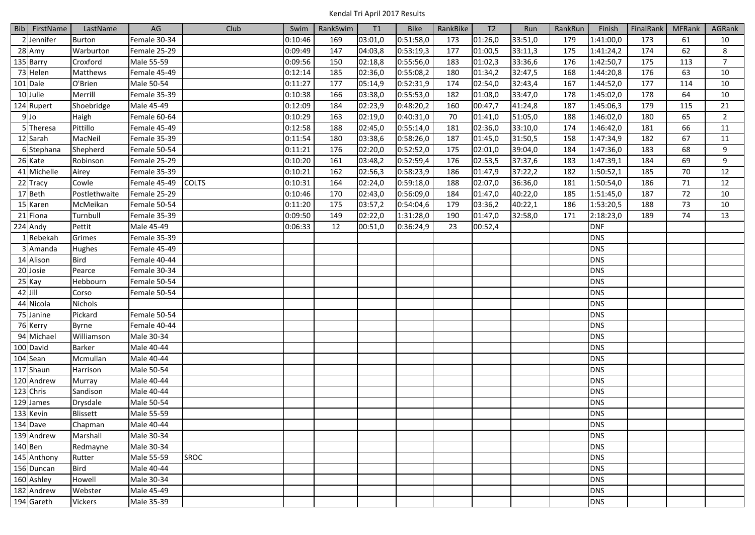Kendal Tri April 2017 Results

| Bib | FirstName | LastName | AG | Club | Swim | RankSwim | T1 | Bike | RankBike | T2 | Run | RankRun | Finish | FinalRank | MFRank | AGRank |
|---|---|---|---|---|---|---|---|---|---|---|---|---|---|---|---|---|
| 2 | Jennifer | Burton | Female 30-34 | | 0:10:46 | 169 | 03:01,0 | 0:51:58,0 | 173 | 01:26,0 | 33:51,0 | 179 | 1:41:00,0 | 173 | 61 | 10 |
| 28 | Amy | Warburton | Female 25-29 | | 0:09:49 | 147 | 04:03,8 | 0:53:19,3 | 177 | 01:00,5 | 33:11,3 | 175 | 1:41:24,2 | 174 | 62 | 8 |
| 135 | Barry | Croxford | Male 55-59 | | 0:09:56 | 150 | 02:18,8 | 0:55:56,0 | 183 | 01:02,3 | 33:36,6 | 176 | 1:42:50,7 | 175 | 113 | 7 |
| 73 | Helen | Matthews | Female 45-49 | | 0:12:14 | 185 | 02:36,0 | 0:55:08,2 | 180 | 01:34,2 | 32:47,5 | 168 | 1:44:20,8 | 176 | 63 | 10 |
| 101 | Dale | O'Brien | Male 50-54 | | 0:11:27 | 177 | 05:14,9 | 0:52:31,9 | 174 | 02:54,0 | 32:43,4 | 167 | 1:44:52,0 | 177 | 114 | 10 |
| 10 | Julie | Merrill | Female 35-39 | | 0:10:38 | 166 | 03:38,0 | 0:55:53,0 | 182 | 01:08,0 | 33:47,0 | 178 | 1:45:02,0 | 178 | 64 | 10 |
| 124 | Rupert | Shoebridge | Male 45-49 | | 0:12:09 | 184 | 02:23,9 | 0:48:20,2 | 160 | 00:47,7 | 41:24,8 | 187 | 1:45:06,3 | 179 | 115 | 21 |
| 9 | Jo | Haigh | Female 60-64 | | 0:10:29 | 163 | 02:19,0 | 0:40:31,0 | 70 | 01:41,0 | 51:05,0 | 188 | 1:46:02,0 | 180 | 65 | 2 |
| 5 | Theresa | Pittillo | Female 45-49 | | 0:12:58 | 188 | 02:45,0 | 0:55:14,0 | 181 | 02:36,0 | 33:10,0 | 174 | 1:46:42,0 | 181 | 66 | 11 |
| 12 | Sarah | MacNeil | Female 35-39 | | 0:11:54 | 180 | 03:38,6 | 0:58:26,0 | 187 | 01:45,0 | 31:50,5 | 158 | 1:47:34,9 | 182 | 67 | 11 |
| 6 | Stephana | Shepherd | Female 50-54 | | 0:11:21 | 176 | 02:20,0 | 0:52:52,0 | 175 | 02:01,0 | 39:04,0 | 184 | 1:47:36,0 | 183 | 68 | 9 |
| 26 | Kate | Robinson | Female 25-29 | | 0:10:20 | 161 | 03:48,2 | 0:52:59,4 | 176 | 02:53,5 | 37:37,6 | 183 | 1:47:39,1 | 184 | 69 | 9 |
| 41 | Michelle | Airey | Female 35-39 | | 0:10:21 | 162 | 02:56,3 | 0:58:23,9 | 186 | 01:47,9 | 37:22,2 | 182 | 1:50:52,1 | 185 | 70 | 12 |
| 22 | Tracy | Cowle | Female 45-49 | COLTS | 0:10:31 | 164 | 02:24,0 | 0:59:18,0 | 188 | 02:07,0 | 36:36,0 | 181 | 1:50:54,0 | 186 | 71 | 12 |
| 17 | Beth | Postlethwaite | Female 25-29 | | 0:10:46 | 170 | 02:43,0 | 0:56:09,0 | 184 | 01:47,0 | 40:22,0 | 185 | 1:51:45,0 | 187 | 72 | 10 |
| 15 | Karen | McMeikan | Female 50-54 | | 0:11:20 | 175 | 03:57,2 | 0:54:04,6 | 179 | 03:36,2 | 40:22,1 | 186 | 1:53:20,5 | 188 | 73 | 10 |
| 21 | Fiona | Turnbull | Female 35-39 | | 0:09:50 | 149 | 02:22,0 | 1:31:28,0 | 190 | 01:47,0 | 32:58,0 | 171 | 2:18:23,0 | 189 | 74 | 13 |
| 224 | Andy | Pettit | Male 45-49 | | 0:06:33 | 12 | 00:51,0 | 0:36:24,9 | 23 | 00:52,4 | | | DNF | | | |
| 1 | Rebekah | Grimes | Female 35-39 | | | | | | | | | | DNS | | | |
| 3 | Amanda | Hughes | Female 45-49 | | | | | | | | | | DNS | | | |
| 14 | Alison | Bird | Female 40-44 | | | | | | | | | | DNS | | | |
| 20 | Josie | Pearce | Female 30-34 | | | | | | | | | | DNS | | | |
| 25 | Kay | Hebbourn | Female 50-54 | | | | | | | | | | DNS | | | |
| 42 | Jill | Corso | Female 50-54 | | | | | | | | | | DNS | | | |
| 44 | Nicola | Nichols | | | | | | | | | | | DNS | | | |
| 75 | Janine | Pickard | Female 50-54 | | | | | | | | | | DNS | | | |
| 76 | Kerry | Byrne | Female 40-44 | | | | | | | | | | DNS | | | |
| 94 | Michael | Williamson | Male 30-34 | | | | | | | | | | DNS | | | |
| 100 | David | Barker | Male 40-44 | | | | | | | | | | DNS | | | |
| 104 | Sean | Mcmullan | Male 40-44 | | | | | | | | | | DNS | | | |
| 117 | Shaun | Harrison | Male 50-54 | | | | | | | | | | DNS | | | |
| 120 | Andrew | Murray | Male 40-44 | | | | | | | | | | DNS | | | |
| 123 | Chris | Sandison | Male 40-44 | | | | | | | | | | DNS | | | |
| 129 | James | Drysdale | Male 50-54 | | | | | | | | | | DNS | | | |
| 133 | Kevin | Blissett | Male 55-59 | | | | | | | | | | DNS | | | |
| 134 | Dave | Chapman | Male 40-44 | | | | | | | | | | DNS | | | |
| 139 | Andrew | Marshall | Male 30-34 | | | | | | | | | | DNS | | | |
| 140 | Ben | Redmayne | Male 30-34 | | | | | | | | | | DNS | | | |
| 145 | Anthony | Rutter | Male 55-59 | SROC | | | | | | | | | DNS | | | |
| 156 | Duncan | Bird | Male 40-44 | | | | | | | | | | DNS | | | |
| 160 | Ashley | Howell | Male 30-34 | | | | | | | | | | DNS | | | |
| 182 | Andrew | Webster | Male 45-49 | | | | | | | | | | DNS | | | |
| 194 | Gareth | Vickers | Male 35-39 | | | | | | | | | | DNS | | | |